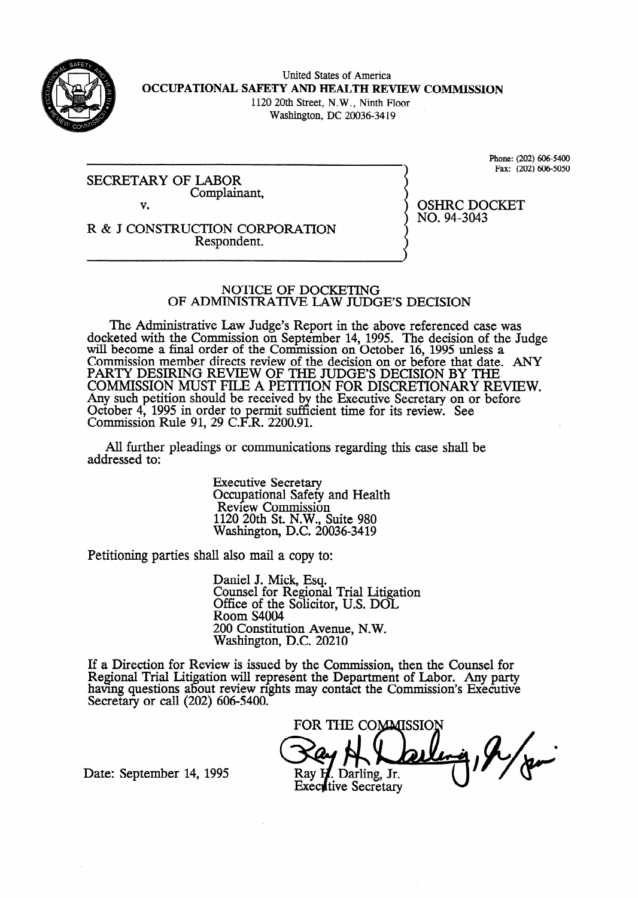United States of America
**OCCUPATIONAL SAFETY AND HEALTH REVIEW COMMISSION**
1120 20th Street, N.W., Ninth Floor
Washington, DC 20036-3419

Phone: (202) 606-5400
Fax: (202) 606-5050

| | |
|---|---|
| SECRETARY OF LABOR<br>Complainant,<br><br>v.<br><br>R & J CONSTRUCTION CORPORATION<br>Respondent. | OSHRC DOCKET<br>NO. 94-3043 |

## NOTICE OF DOCKETING OF ADMINISTRATIVE LAW JUDGE'S DECISION

The Administrative Law Judge's Report in the above referenced case was docketed with the Commission on September 14, 1995. The decision of the Judge will become a final order of the Commission on October 16, 1995 unless a Commission member directs review of the decision on or before that date. ANY PARTY DESIRING REVIEW OF THE JUDGE'S DECISION BY THE COMMISSION MUST FILE A PETITION FOR DISCRETIONARY REVIEW. Any such petition should be received by the Executive Secretary on or before October 4, 1995 in order to permit sufficient time for its review. See Commission Rule 91, 29 C.F.R. 2200.91.

All further pleadings or communications regarding this case shall be addressed to:

> Executive Secretary
> Occupational Safety and Health
> Review Commission
> 1120 20th St. N.W., Suite 980
> Washington, D.C. 20036-3419

Petitioning parties shall also mail a copy to:

> Daniel J. Mick, Esq.
> Counsel for Regional Trial Litigation
> Office of the Solicitor, U.S. DOL
> Room S4004
> 200 Constitution Avenue, N.W.
> Washington, D.C. 20210

If a Direction for Review is issued by the Commission, then the Counsel for Regional Trial Litigation will represent the Department of Labor. Any party having questions about review rights may contact the Commission's Executive Secretary or call (202) 606-5400.

FOR THE COMMISSION

Date: September 14, 1995

Ray H. Darling, Jr.
Executive Secretary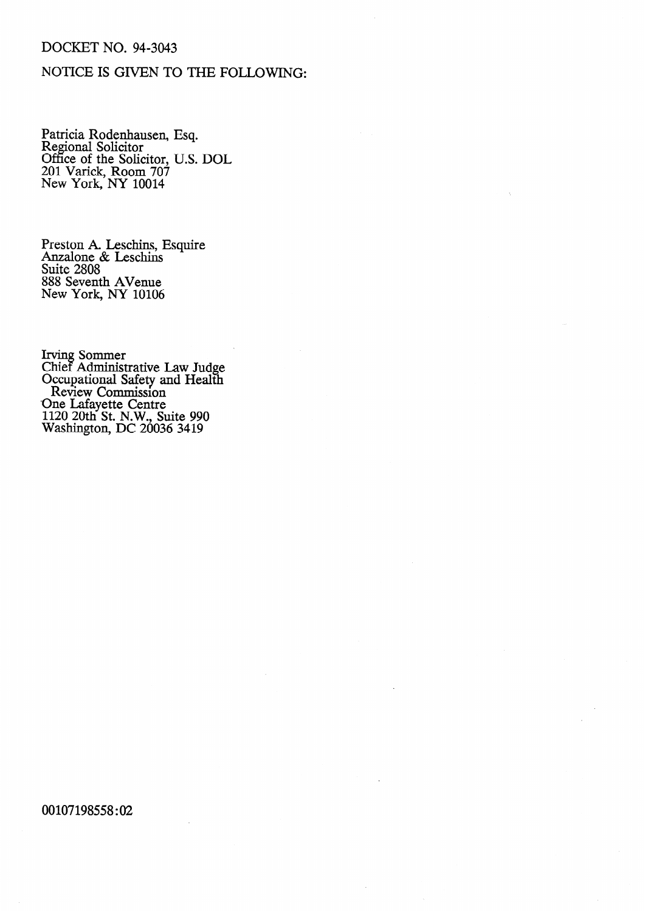DOCKET NO. 94-3043

NOTICE IS GIVEN TO THE FOLLOWING:

Patricia Rodenhausen, Esq.
Regional Solicitor
Office of the Solicitor, U.S. DOL
201 Varick, Room 707
New York, NY 10014

Preston A. Leschins, Esquire
Anzalone & Leschins
Suite 2808
888 Seventh AVenue
New York, NY 10106

Irving Sommer
Chief Administrative Law Judge
Occupational Safety and Health
Review Commission
One Lafayette Centre
1120 20th St. N.W., Suite 990
Washington, DC 20036 3419

00107198558:02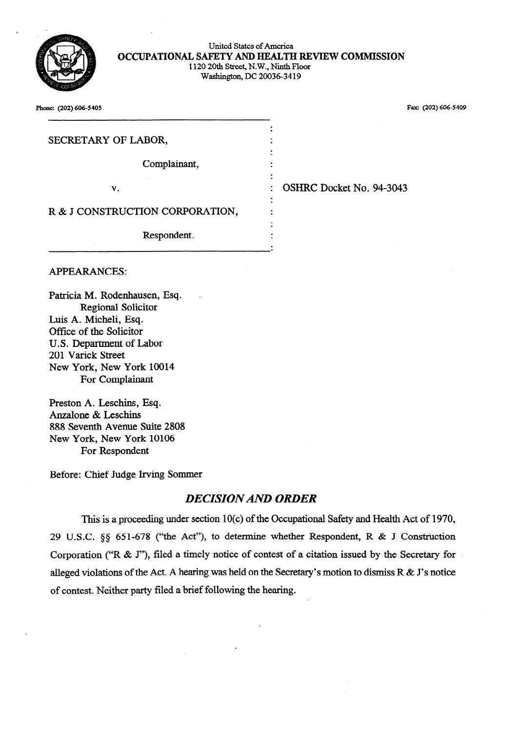United States of America
**OCCUPATIONAL SAFETY AND HEALTH REVIEW COMMISSION**
1120 20th Street, N.W., Ninth Floor
Washington, DC 20036-3419

Phone: (202) 606-5405

Fax: (202) 606-5409

SECRETARY OF LABOR,

Complainant,

v.

R & J CONSTRUCTION CORPORATION,

Respondent.

OSHRC Docket No. 94-3043

APPEARANCES:

Patricia M. Rodenhausen, Esq.
Regional Solicitor
Luis A. Micheli, Esq.
Office of the Solicitor
U.S. Department of Labor
201 Varick Street
New York, New York 10014
For Complainant

Preston A. Leschins, Esq.
Anzalone & Leschins
888 Seventh Avenue Suite 2808
New York, New York 10106
For Respondent

Before: Chief Judge Irving Sommer

## *DECISION AND ORDER*

This is a proceeding under section 10(c) of the Occupational Safety and Health Act of 1970, 29 U.S.C. §§ 651-678 ("the Act"), to determine whether Respondent, R & J Construction Corporation ("R & J"), filed a timely notice of contest of a citation issued by the Secretary for alleged violations of the Act. A hearing was held on the Secretary's motion to dismiss R & J's notice of contest. Neither party filed a brief following the hearing.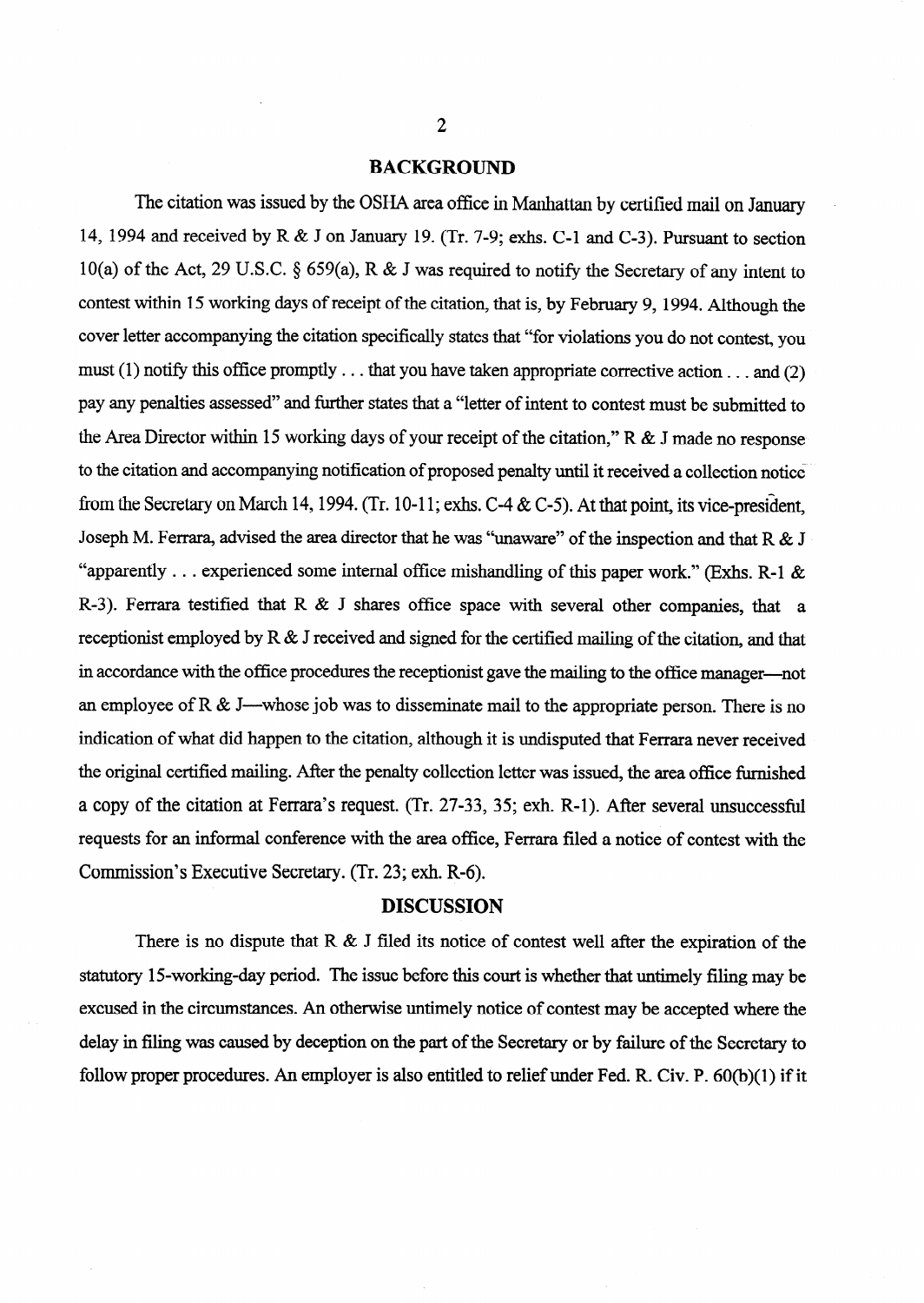## BACKGROUND

The citation was issued by the OSHA area office in Manhattan by certified mail on January 14, 1994 and received by R & J on January 19. (Tr. 7-9; exhs. C-1 and C-3). Pursuant to section 10(a) of the Act, 29 U.S.C. § 659(a), R & J was required to notify the Secretary of any intent to contest within 15 working days of receipt of the citation, that is, by February 9, 1994. Although the cover letter accompanying the citation specifically states that "for violations you do not contest, you must (1) notify this office promptly . . . that you have taken appropriate corrective action . . . and (2) pay any penalties assessed" and further states that a "letter of intent to contest must be submitted to the Area Director within 15 working days of your receipt of the citation," R & J made no response to the citation and accompanying notification of proposed penalty until it received a collection notice from the Secretary on March 14, 1994. (Tr. 10-11; exhs. C-4 & C-5). At that point, its vice-president, Joseph M. Ferrara, advised the area director that he was "unaware" of the inspection and that R & J "apparently . . . experienced some internal office mishandling of this paper work." (Exhs. R-1 & R-3). Ferrara testified that R & J shares office space with several other companies, that a receptionist employed by R & J received and signed for the certified mailing of the citation, and that in accordance with the office procedures the receptionist gave the mailing to the office manager—not an employee of R & J—whose job was to disseminate mail to the appropriate person. There is no indication of what did happen to the citation, although it is undisputed that Ferrara never received the original certified mailing. After the penalty collection letter was issued, the area office furnished a copy of the citation at Ferrara's request. (Tr. 27-33, 35; exh. R-1). After several unsuccessful requests for an informal conference with the area office, Ferrara filed a notice of contest with the Commission's Executive Secretary. (Tr. 23; exh. R-6).

## DISCUSSION

There is no dispute that R & J filed its notice of contest well after the expiration of the statutory 15-working-day period. The issue before this court is whether that untimely filing may be excused in the circumstances. An otherwise untimely notice of contest may be accepted where the delay in filing was caused by deception on the part of the Secretary or by failure of the Secretary to follow proper procedures. An employer is also entitled to relief under Fed. R. Civ. P. 60(b)(1) if it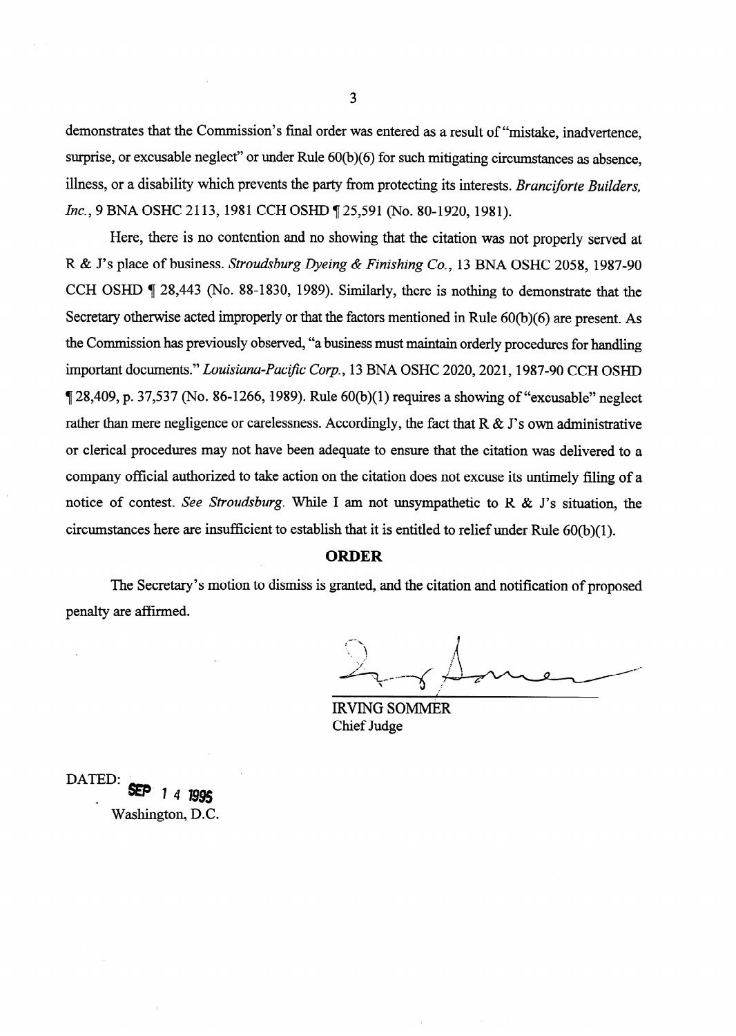demonstrates that the Commission's final order was entered as a result of "mistake, inadvertence, surprise, or excusable neglect" or under Rule 60(b)(6) for such mitigating circumstances as absence, illness, or a disability which prevents the party from protecting its interests. *Branciforte Builders, Inc.*, 9 BNA OSHC 2113, 1981 CCH OSHD ¶ 25,591 (No. 80-1920, 1981).

Here, there is no contention and no showing that the citation was not properly served at R & J's place of business. *Stroudsburg Dyeing & Finishing Co.*, 13 BNA OSHC 2058, 1987-90 CCH OSHD ¶ 28,443 (No. 88-1830, 1989). Similarly, there is nothing to demonstrate that the Secretary otherwise acted improperly or that the factors mentioned in Rule 60(b)(6) are present. As the Commission has previously observed, "a business must maintain orderly procedures for handling important documents." *Louisiana-Pacific Corp.*, 13 BNA OSHC 2020, 2021, 1987-90 CCH OSHD ¶ 28,409, p. 37,537 (No. 86-1266, 1989). Rule 60(b)(1) requires a showing of "excusable" neglect rather than mere negligence or carelessness. Accordingly, the fact that R & J's own administrative or clerical procedures may not have been adequate to ensure that the citation was delivered to a company official authorized to take action on the citation does not excuse its untimely filing of a notice of contest. *See Stroudsburg.* While I am not unsympathetic to R & J's situation, the circumstances here are insufficient to establish that it is entitled to relief under Rule 60(b)(1).

## ORDER

The Secretary's motion to dismiss is granted, and the citation and notification of proposed penalty are affirmed.

IRVING SOMMER
Chief Judge

DATED: SEP 14 1995
Washington, D.C.